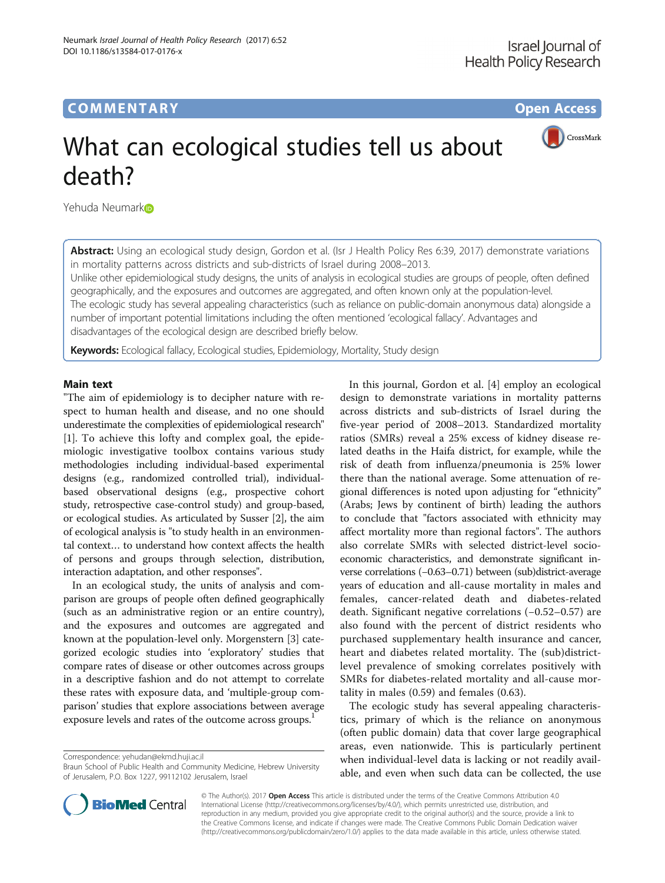# What can ecological studies tell us about death?

Yehuda Neumark

**Abstract:** Using an ecological study design, Gordon et al. (Isr J Health Policy Res 6:39, 2017) demonstrate variations in mortality patterns across districts and sub-districts of Israel during 2008–2013.

Unlike other epidemiological study designs, the units of analysis in ecological studies are groups of people, often defined geographically, and the exposures and outcomes are aggregated, and often known only at the population-level.

The ecologic study has several appealing characteristics (such as reliance on public-domain anonymous data) alongside a number of important potential limitations including the often mentioned 'ecological fallacy'. Advantages and disadvantages of the ecological design are described briefly below.

**Keywords:** Ecological fallacy, Ecological studies, Epidemiology, Mortality, Study design

## Main text

"The aim of epidemiology is to decipher nature with respect to human health and disease, and no one should underestimate the complexities of epidemiological research" [1]. To achieve this lofty and complex goal, the epidemiologic investigative toolbox contains various study methodologies including individual-based experimental designs (e.g., randomized controlled trial), individual-based observational designs (e.g., prospective cohort study, retrospective case-control study) and group-based, or ecological studies. As articulated by Susser [2], the aim of ecological analysis is "to study health in an environmental context… to understand how context affects the health of persons and groups through selection, distribution, interaction adaptation, and other responses".

In an ecological study, the units of analysis and comparison are groups of people often defined geographically (such as an administrative region or an entire country), and the exposures and outcomes are aggregated and known at the population-level only. Morgenstern [3] categorized ecologic studies into 'exploratory' studies that compare rates of disease or other outcomes across groups in a descriptive fashion and do not attempt to correlate these rates with exposure data, and 'multiple-group comparison' studies that explore associations between average exposure levels and rates of the outcome across groups.[1]

In this journal, Gordon et al. [4] employ an ecological design to demonstrate variations in mortality patterns across districts and sub-districts of Israel during the five-year period of 2008–2013. Standardized mortality ratios (SMRs) reveal a 25% excess of kidney disease related deaths in the Haifa district, for example, while the risk of death from influenza/pneumonia is 25% lower there than the national average. Some attenuation of regional differences is noted upon adjusting for "ethnicity" (Arabs; Jews by continent of birth) leading the authors to conclude that "factors associated with ethnicity may affect mortality more than regional factors". The authors also correlate SMRs with selected district-level socio-economic characteristics, and demonstrate significant inverse correlations (−0.63–0.71) between (sub)district-average years of education and all-cause mortality in males and females, cancer-related death and diabetes-related death. Significant negative correlations (−0.52–0.57) are also found with the percent of district residents who purchased supplementary health insurance and cancer, heart and diabetes related mortality. The (sub)district-level prevalence of smoking correlates positively with SMRs for diabetes-related mortality and all-cause mortality in males (0.59) and females (0.63).

The ecologic study has several appealing characteristics, primary of which is the reliance on anonymous (often public domain) data that cover large geographical areas, even nationwide. This is particularly pertinent when individual-level data is lacking or not readily available, and even when such data can be collected, the use

Correspondence: yehudan@ekmd.huji.ac.il
Braun School of Public Health and Community Medicine, Hebrew University of Jerusalem, P.O. Box 1227, 99112102 Jerusalem, Israel

© The Author(s). 2017 **Open Access** This article is distributed under the terms of the Creative Commons Attribution 4.0 International License (http://creativecommons.org/licenses/by/4.0/), which permits unrestricted use, distribution, and reproduction in any medium, provided you give appropriate credit to the original author(s) and the source, provide a link to the Creative Commons license, and indicate if changes were made. The Creative Commons Public Domain Dedication waiver (http://creativecommons.org/publicdomain/zero/1.0/) applies to the data made available in this article, unless otherwise stated.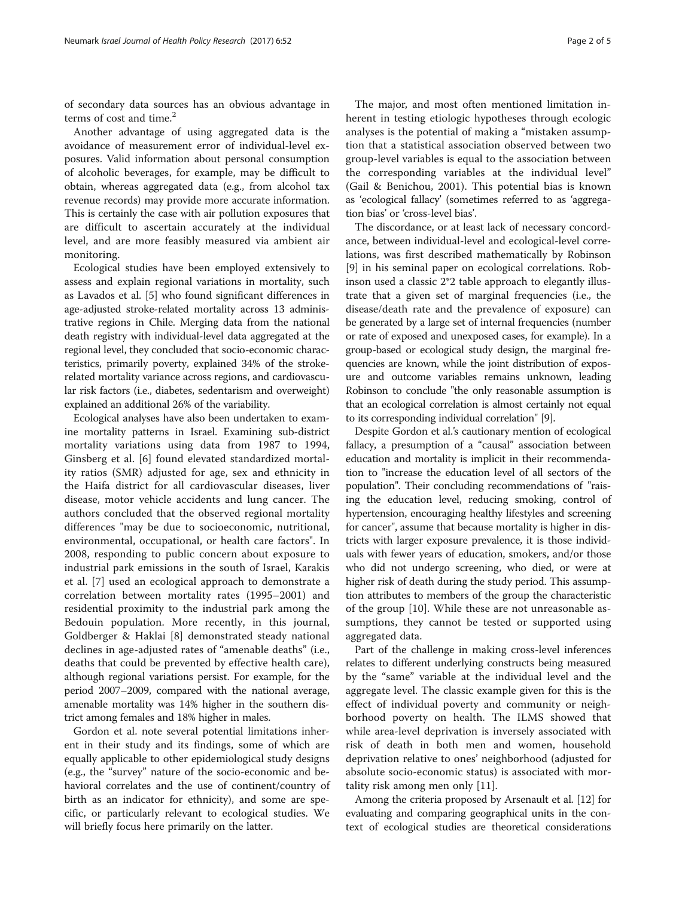of secondary data sources has an obvious advantage in terms of cost and time.[2]

Another advantage of using aggregated data is the avoidance of measurement error of individual-level exposures. Valid information about personal consumption of alcoholic beverages, for example, may be difficult to obtain, whereas aggregated data (e.g., from alcohol tax revenue records) may provide more accurate information. This is certainly the case with air pollution exposures that are difficult to ascertain accurately at the individual level, and are more feasibly measured via ambient air monitoring.

Ecological studies have been employed extensively to assess and explain regional variations in mortality, such as Lavados et al. [5] who found significant differences in age-adjusted stroke-related mortality across 13 administrative regions in Chile. Merging data from the national death registry with individual-level data aggregated at the regional level, they concluded that socio-economic characteristics, primarily poverty, explained 34% of the stroke-related mortality variance across regions, and cardiovascular risk factors (i.e., diabetes, sedentarism and overweight) explained an additional 26% of the variability.

Ecological analyses have also been undertaken to examine mortality patterns in Israel. Examining sub-district mortality variations using data from 1987 to 1994, Ginsberg et al. [6] found elevated standardized mortality ratios (SMR) adjusted for age, sex and ethnicity in the Haifa district for all cardiovascular diseases, liver disease, motor vehicle accidents and lung cancer. The authors concluded that the observed regional mortality differences "may be due to socioeconomic, nutritional, environmental, occupational, or health care factors". In 2008, responding to public concern about exposure to industrial park emissions in the south of Israel, Karakis et al. [7] used an ecological approach to demonstrate a correlation between mortality rates (1995–2001) and residential proximity to the industrial park among the Bedouin population. More recently, in this journal, Goldberger & Haklai [8] demonstrated steady national declines in age-adjusted rates of "amenable deaths" (i.e., deaths that could be prevented by effective health care), although regional variations persist. For example, for the period 2007–2009, compared with the national average, amenable mortality was 14% higher in the southern district among females and 18% higher in males.

Gordon et al. note several potential limitations inherent in their study and its findings, some of which are equally applicable to other epidemiological study designs (e.g., the "survey" nature of the socio-economic and behavioral correlates and the use of continent/country of birth as an indicator for ethnicity), and some are specific, or particularly relevant to ecological studies. We will briefly focus here primarily on the latter.

The major, and most often mentioned limitation inherent in testing etiologic hypotheses through ecologic analyses is the potential of making a "mistaken assumption that a statistical association observed between two group-level variables is equal to the association between the corresponding variables at the individual level" (Gail & Benichou, 2001). This potential bias is known as 'ecological fallacy' (sometimes referred to as 'aggregation bias' or 'cross-level bias'.

The discordance, or at least lack of necessary concordance, between individual-level and ecological-level correlations, was first described mathematically by Robinson [9] in his seminal paper on ecological correlations. Robinson used a classic 2*2 table approach to elegantly illustrate that a given set of marginal frequencies (i.e., the disease/death rate and the prevalence of exposure) can be generated by a large set of internal frequencies (number or rate of exposed and unexposed cases, for example). In a group-based or ecological study design, the marginal frequencies are known, while the joint distribution of exposure and outcome variables remains unknown, leading Robinson to conclude "the only reasonable assumption is that an ecological correlation is almost certainly not equal to its corresponding individual correlation" [9].

Despite Gordon et al.'s cautionary mention of ecological fallacy, a presumption of a "causal" association between education and mortality is implicit in their recommendation to "increase the education level of all sectors of the population". Their concluding recommendations of "raising the education level, reducing smoking, control of hypertension, encouraging healthy lifestyles and screening for cancer", assume that because mortality is higher in districts with larger exposure prevalence, it is those individuals with fewer years of education, smokers, and/or those who did not undergo screening, who died, or were at higher risk of death during the study period. This assumption attributes to members of the group the characteristic of the group [10]. While these are not unreasonable assumptions, they cannot be tested or supported using aggregated data.

Part of the challenge in making cross-level inferences relates to different underlying constructs being measured by the "same" variable at the individual level and the aggregate level. The classic example given for this is the effect of individual poverty and community or neighborhood poverty on health. The ILMS showed that while area-level deprivation is inversely associated with risk of death in both men and women, household deprivation relative to ones' neighborhood (adjusted for absolute socio-economic status) is associated with mortality risk among men only [11].

Among the criteria proposed by Arsenault et al. [12] for evaluating and comparing geographical units in the context of ecological studies are theoretical considerations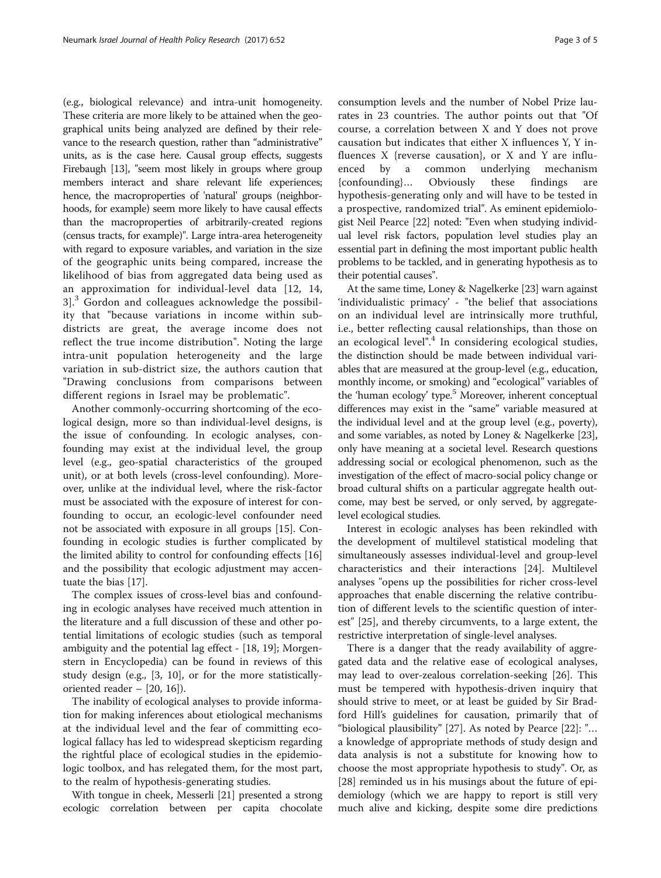(e.g., biological relevance) and intra-unit homogeneity. These criteria are more likely to be attained when the geographical units being analyzed are defined by their relevance to the research question, rather than "administrative" units, as is the case here. Causal group effects, suggests Firebaugh [13], "seem most likely in groups where group members interact and share relevant life experiences; hence, the macroproperties of 'natural' groups (neighborhoods, for example) seem more likely to have causal effects than the macroproperties of arbitrarily-created regions (census tracts, for example)". Large intra-area heterogeneity with regard to exposure variables, and variation in the size of the geographic units being compared, increase the likelihood of bias from aggregated data being used as an approximation for individual-level data [12, 14, 3].[3] Gordon and colleagues acknowledge the possibility that "because variations in income within sub-districts are great, the average income does not reflect the true income distribution". Noting the large intra-unit population heterogeneity and the large variation in sub-district size, the authors caution that "Drawing conclusions from comparisons between different regions in Israel may be problematic".

Another commonly-occurring shortcoming of the ecological design, more so than individual-level designs, is the issue of confounding. In ecologic analyses, confounding may exist at the individual level, the group level (e.g., geo-spatial characteristics of the grouped unit), or at both levels (cross-level confounding). Moreover, unlike at the individual level, where the risk-factor must be associated with the exposure of interest for confounding to occur, an ecologic-level confounder need not be associated with exposure in all groups [15]. Confounding in ecologic studies is further complicated by the limited ability to control for confounding effects [16] and the possibility that ecologic adjustment may accentuate the bias [17].

The complex issues of cross-level bias and confounding in ecologic analyses have received much attention in the literature and a full discussion of these and other potential limitations of ecologic studies (such as temporal ambiguity and the potential lag effect - [18, 19]; Morgenstern in Encyclopedia) can be found in reviews of this study design (e.g., [3, 10], or for the more statistically-oriented reader – [20, 16]).

The inability of ecological analyses to provide information for making inferences about etiological mechanisms at the individual level and the fear of committing ecological fallacy has led to widespread skepticism regarding the rightful place of ecological studies in the epidemiologic toolbox, and has relegated them, for the most part, to the realm of hypothesis-generating studies.

With tongue in cheek, Messerli [21] presented a strong ecologic correlation between per capita chocolate consumption levels and the number of Nobel Prize laureates in 23 countries. The author points out that "Of course, a correlation between X and Y does not prove causation but indicates that either X influences Y, Y influences X {reverse causation}, or X and Y are influenced by a common underlying mechanism {confounding}… Obviously these findings are hypothesis-generating only and will have to be tested in a prospective, randomized trial". As eminent epidemiologist Neil Pearce [22] noted: "Even when studying individual level risk factors, population level studies play an essential part in defining the most important public health problems to be tackled, and in generating hypothesis as to their potential causes".

At the same time, Loney & Nagelkerke [23] warn against 'individualistic primacy' - "the belief that associations on an individual level are intrinsically more truthful, i.e., better reflecting causal relationships, than those on an ecological level".[4] In considering ecological studies, the distinction should be made between individual variables that are measured at the group-level (e.g., education, monthly income, or smoking) and "ecological" variables of the 'human ecology' type.[5] Moreover, inherent conceptual differences may exist in the "same" variable measured at the individual level and at the group level (e.g., poverty), and some variables, as noted by Loney & Nagelkerke [23], only have meaning at a societal level. Research questions addressing social or ecological phenomenon, such as the investigation of the effect of macro-social policy change or broad cultural shifts on a particular aggregate health outcome, may best be served, or only served, by aggregate-level ecological studies.

Interest in ecologic analyses has been rekindled with the development of multilevel statistical modeling that simultaneously assesses individual-level and group-level characteristics and their interactions [24]. Multilevel analyses "opens up the possibilities for richer cross-level approaches that enable discerning the relative contribution of different levels to the scientific question of interest" [25], and thereby circumvents, to a large extent, the restrictive interpretation of single-level analyses.

There is a danger that the ready availability of aggregated data and the relative ease of ecological analyses, may lead to over-zealous correlation-seeking [26]. This must be tempered with hypothesis-driven inquiry that should strive to meet, or at least be guided by Sir Bradford Hill's guidelines for causation, primarily that of "biological plausibility" [27]. As noted by Pearce [22]: "… a knowledge of appropriate methods of study design and data analysis is not a substitute for knowing how to choose the most appropriate hypothesis to study". Or, as [28] reminded us in his musings about the future of epidemiology (which we are happy to report is still very much alive and kicking, despite some dire predictions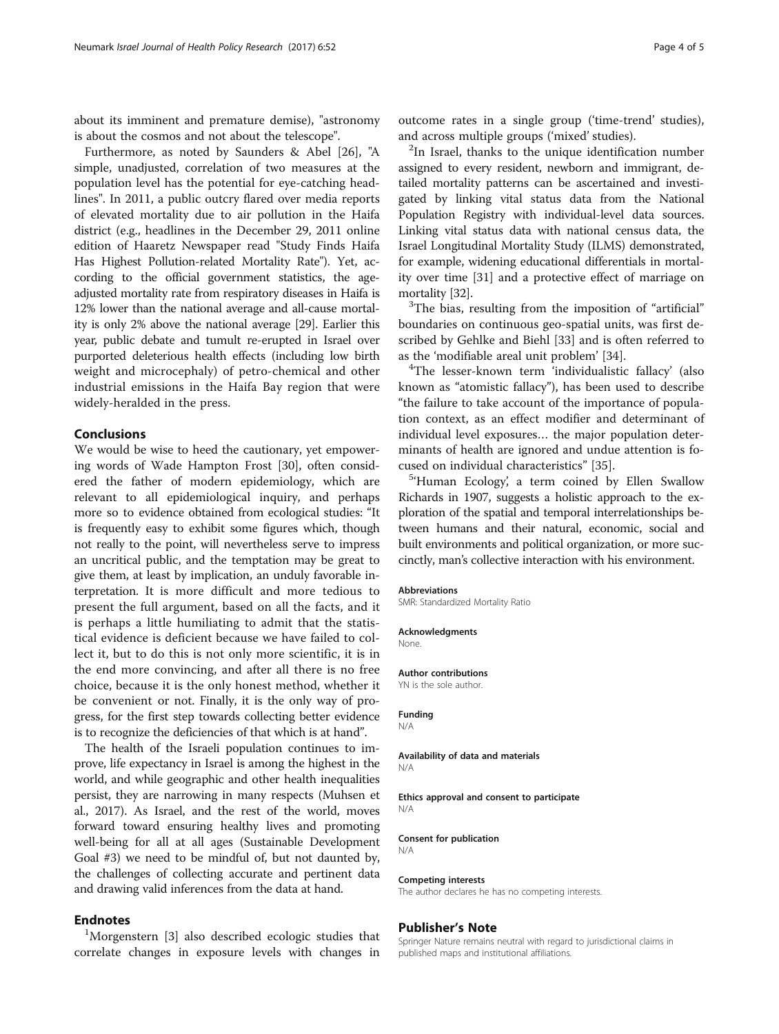about its imminent and premature demise), "astronomy is about the cosmos and not about the telescope".

Furthermore, as noted by Saunders & Abel [26], "A simple, unadjusted, correlation of two measures at the population level has the potential for eye-catching headlines". In 2011, a public outcry flared over media reports of elevated mortality due to air pollution in the Haifa district (e.g., headlines in the December 29, 2011 online edition of Haaretz Newspaper read "Study Finds Haifa Has Highest Pollution-related Mortality Rate"). Yet, according to the official government statistics, the age-adjusted mortality rate from respiratory diseases in Haifa is 12% lower than the national average and all-cause mortality is only 2% above the national average [29]. Earlier this year, public debate and tumult re-erupted in Israel over purported deleterious health effects (including low birth weight and microcephaly) of petro-chemical and other industrial emissions in the Haifa Bay region that were widely-heralded in the press.

## Conclusions

We would be wise to heed the cautionary, yet empowering words of Wade Hampton Frost [30], often considered the father of modern epidemiology, which are relevant to all epidemiological inquiry, and perhaps more so to evidence obtained from ecological studies: "It is frequently easy to exhibit some figures which, though not really to the point, will nevertheless serve to impress an uncritical public, and the temptation may be great to give them, at least by implication, an unduly favorable interpretation. It is more difficult and more tedious to present the full argument, based on all the facts, and it is perhaps a little humiliating to admit that the statistical evidence is deficient because we have failed to collect it, but to do this is not only more scientific, it is in the end more convincing, and after all there is no free choice, because it is the only honest method, whether it be convenient or not. Finally, it is the only way of progress, for the first step towards collecting better evidence is to recognize the deficiencies of that which is at hand".

The health of the Israeli population continues to improve, life expectancy in Israel is among the highest in the world, and while geographic and other health inequalities persist, they are narrowing in many respects (Muhsen et al., 2017). As Israel, and the rest of the world, moves forward toward ensuring healthy lives and promoting well-being for all at all ages (Sustainable Development Goal #3) we need to be mindful of, but not daunted by, the challenges of collecting accurate and pertinent data and drawing valid inferences from the data at hand.

## Endnotes

[1]Morgenstern [3] also described ecologic studies that correlate changes in exposure levels with changes in outcome rates in a single group ('time-trend' studies), and across multiple groups ('mixed' studies).

[2]In Israel, thanks to the unique identification number assigned to every resident, newborn and immigrant, detailed mortality patterns can be ascertained and investigated by linking vital status data from the National Population Registry with individual-level data sources. Linking vital status data with national census data, the Israel Longitudinal Mortality Study (ILMS) demonstrated, for example, widening educational differentials in mortality over time [31] and a protective effect of marriage on mortality [32].

[3]The bias, resulting from the imposition of "artificial" boundaries on continuous geo-spatial units, was first described by Gehlke and Biehl [33] and is often referred to as the 'modifiable areal unit problem' [34].

[4]The lesser-known term 'individualistic fallacy' (also known as "atomistic fallacy"), has been used to describe "the failure to take account of the importance of population context, as an effect modifier and determinant of individual level exposures… the major population determinants of health are ignored and undue attention is focused on individual characteristics" [35].

[5]'Human Ecology', a term coined by Ellen Swallow Richards in 1907, suggests a holistic approach to the exploration of the spatial and temporal interrelationships between humans and their natural, economic, social and built environments and political organization, or more succinctly, man's collective interaction with his environment.

#### Abbreviations

SMR: Standardized Mortality Ratio

#### Acknowledgments

None.

#### Author contributions

YN is the sole author.

#### Funding

N/A

#### Availability of data and materials

N/A

#### Ethics approval and consent to participate

N/A

#### Consent for publication

N/A

#### Competing interests

The author declares he has no competing interests.

## Publisher's Note

Springer Nature remains neutral with regard to jurisdictional claims in published maps and institutional affiliations.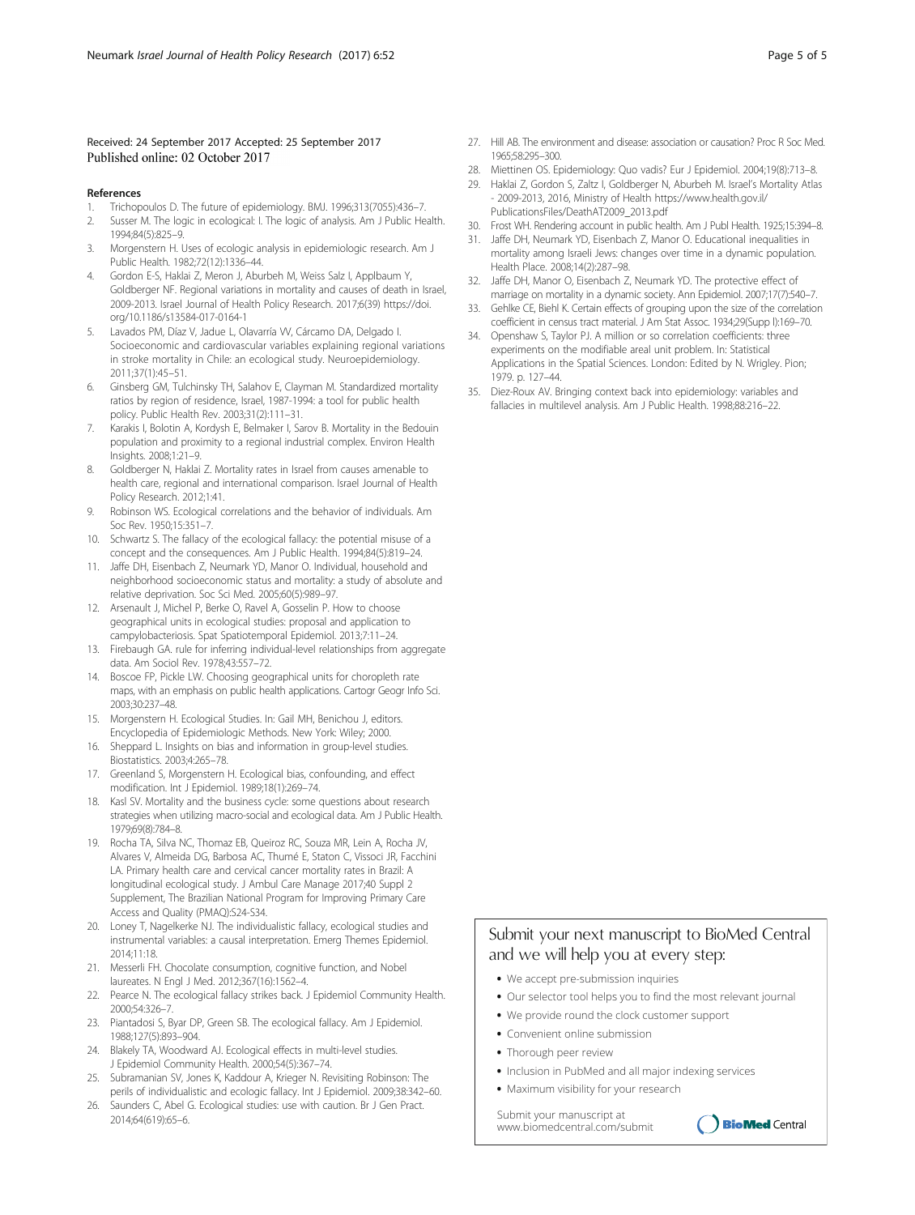Received: 24 September 2017 Accepted: 25 September 2017
Published online: 02 October 2017

## References

1. Trichopoulos D. The future of epidemiology. BMJ. 1996;313(7055):436–7.
2. Susser M. The logic in ecological: I. The logic of analysis. Am J Public Health. 1994;84(5):825–9.
3. Morgenstern H. Uses of ecologic analysis in epidemiologic research. Am J Public Health. 1982;72(12):1336–44.
4. Gordon E-S, Haklai Z, Meron J, Aburbeh M, Weiss Salz I, Applbaum Y, Goldberger NF. Regional variations in mortality and causes of death in Israel, 2009-2013. Israel Journal of Health Policy Research. 2017;6(39) https://doi.org/10.1186/s13584-017-0164-1
5. Lavados PM, Díaz V, Jadue L, Olavarría VV, Cárcamo DA, Delgado I. Socioeconomic and cardiovascular variables explaining regional variations in stroke mortality in Chile: an ecological study. Neuroepidemiology. 2011;37(1):45–51.
6. Ginsberg GM, Tulchinsky TH, Salahov E, Clayman M. Standardized mortality ratios by region of residence, Israel, 1987-1994: a tool for public health policy. Public Health Rev. 2003;31(2):111–31.
7. Karakis I, Bolotin A, Kordysh E, Belmaker I, Sarov B. Mortality in the Bedouin population and proximity to a regional industrial complex. Environ Health Insights. 2008;1:21–9.
8. Goldberger N, Haklai Z. Mortality rates in Israel from causes amenable to health care, regional and international comparison. Israel Journal of Health Policy Research. 2012;1:41.
9. Robinson WS. Ecological correlations and the behavior of individuals. Am Soc Rev. 1950;15:351–7.
10. Schwartz S. The fallacy of the ecological fallacy: the potential misuse of a concept and the consequences. Am J Public Health. 1994;84(5):819–24.
11. Jaffe DH, Eisenbach Z, Neumark YD, Manor O. Individual, household and neighborhood socioeconomic status and mortality: a study of absolute and relative deprivation. Soc Sci Med. 2005;60(5):989–97.
12. Arsenault J, Michel P, Berke O, Ravel A, Gosselin P. How to choose geographical units in ecological studies: proposal and application to campylobacteriosis. Spat Spatiotemporal Epidemiol. 2013;7:11–24.
13. Firebaugh GA. rule for inferring individual-level relationships from aggregate data. Am Sociol Rev. 1978;43:557–72.
14. Boscoe FP, Pickle LW. Choosing geographical units for choropleth rate maps, with an emphasis on public health applications. Cartogr Geogr Info Sci. 2003;30:237–48.
15. Morgenstern H. Ecological Studies. In: Gail MH, Benichou J, editors. Encyclopedia of Epidemiologic Methods. New York: Wiley; 2000.
16. Sheppard L. Insights on bias and information in group-level studies. Biostatistics. 2003;4:265–78.
17. Greenland S, Morgenstern H. Ecological bias, confounding, and effect modification. Int J Epidemiol. 1989;18(1):269–74.
18. Kasl SV. Mortality and the business cycle: some questions about research strategies when utilizing macro-social and ecological data. Am J Public Health. 1979;69(8):784–8.
19. Rocha TA, Silva NC, Thomaz EB, Queiroz RC, Souza MR, Lein A, Rocha JV, Alvares V, Almeida DG, Barbosa AC, Thumé E, Staton C, Vissoci JR, Facchini LA. Primary health care and cervical cancer mortality rates in Brazil: A longitudinal ecological study. J Ambul Care Manage 2017;40 Suppl 2 Supplement, The Brazilian National Program for Improving Primary Care Access and Quality (PMAQ):S24-S34.
20. Loney T, Nagelkerke NJ. The individualistic fallacy, ecological studies and instrumental variables: a causal interpretation. Emerg Themes Epidemiol. 2014;11:18.
21. Messerli FH. Chocolate consumption, cognitive function, and Nobel laureates. N Engl J Med. 2012;367(16):1562–4.
22. Pearce N. The ecological fallacy strikes back. J Epidemiol Community Health. 2000;54:326–7.
23. Piantadosi S, Byar DP, Green SB. The ecological fallacy. Am J Epidemiol. 1988;127(5):893–904.
24. Blakely TA, Woodward AJ. Ecological effects in multi-level studies. J Epidemiol Community Health. 2000;54(5):367–74.
25. Subramanian SV, Jones K, Kaddour A, Krieger N. Revisiting Robinson: The perils of individualistic and ecologic fallacy. Int J Epidemiol. 2009;38:342–60.
26. Saunders C, Abel G. Ecological studies: use with caution. Br J Gen Pract. 2014;64(619):65–6.
27. Hill AB. The environment and disease: association or causation? Proc R Soc Med. 1965;58:295–300.
28. Miettinen OS. Epidemiology: Quo vadis? Eur J Epidemiol. 2004;19(8):713–8.
29. Haklai Z, Gordon S, Zaltz I, Goldberger N, Aburbeh M. Israel's Mortality Atlas - 2009-2013, 2016, Ministry of Health https://www.health.gov.il/PublicationsFiles/DeathAT2009_2013.pdf
30. Frost WH. Rendering account in public health. Am J Publ Health. 1925;15:394–8.
31. Jaffe DH, Neumark YD, Eisenbach Z, Manor O. Educational inequalities in mortality among Israeli Jews: changes over time in a dynamic population. Health Place. 2008;14(2):287–98.
32. Jaffe DH, Manor O, Eisenbach Z, Neumark YD. The protective effect of marriage on mortality in a dynamic society. Ann Epidemiol. 2007;17(7):540–7.
33. Gehlke CE, Biehl K. Certain effects of grouping upon the size of the correlation coefficient in census tract material. J Am Stat Assoc. 1934;29(Supp I):169–70.
34. Openshaw S, Taylor PJ. A million or so correlation coefficients: three experiments on the modifiable areal unit problem. In: Statistical Applications in the Spatial Sciences. London: Edited by N. Wrigley. Pion; 1979. p. 127–44.
35. Diez-Roux AV. Bringing context back into epidemiology: variables and fallacies in multilevel analysis. Am J Public Health. 1998;88:216–22.

Submit your next manuscript to BioMed Central and we will help you at every step:

- We accept pre-submission inquiries
- Our selector tool helps you to find the most relevant journal
- We provide round the clock customer support
- Convenient online submission
- Thorough peer review
- Inclusion in PubMed and all major indexing services
- Maximum visibility for your research

Submit your manuscript at www.biomedcentral.com/submit

BioMed Central